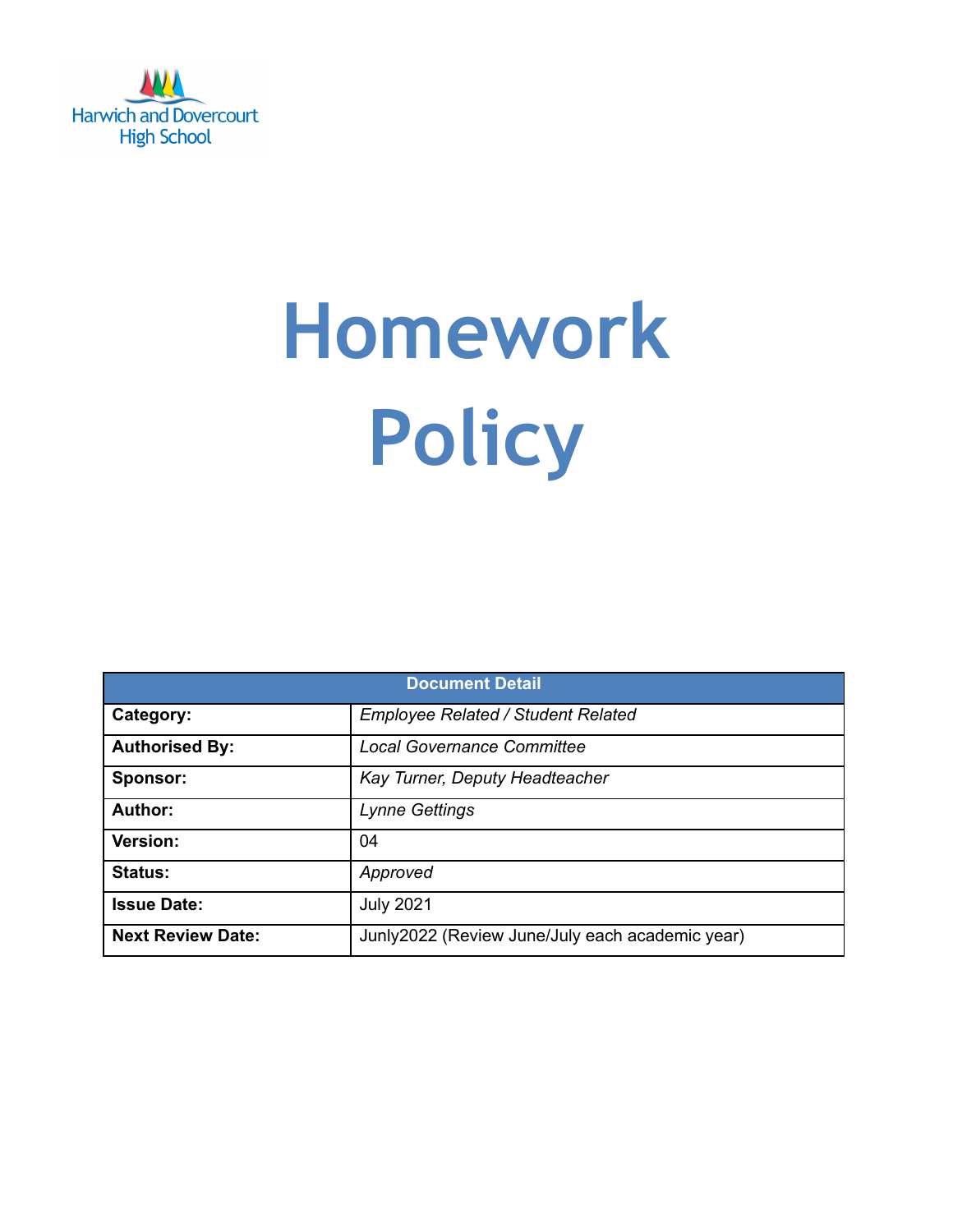Harwich and Dovercourt High School

# Homework Policy

| Document Detail | |
|---|---|
| **Category:** | *Employee Related / Student Related* |
| **Authorised By:** | *Local Governance Committee* |
| **Sponsor:** | *Kay Turner, Deputy Headteacher* |
| **Author:** | *Lynne Gettings* |
| **Version:** | 04 |
| **Status:** | *Approved* |
| **Issue Date:** | July 2021 |
| **Next Review Date:** | Junly2022 (Review June/July each academic year) |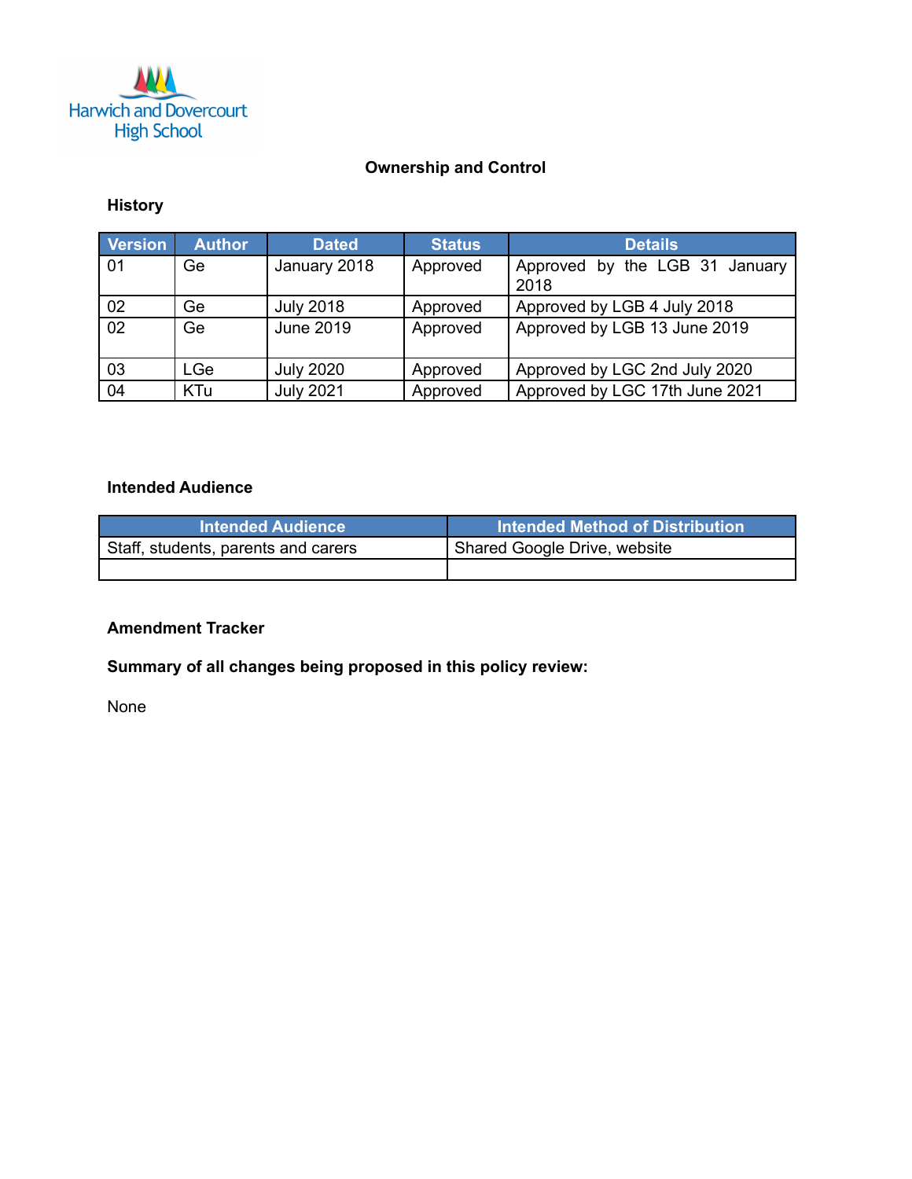Harwich and Dovercourt High School

## Ownership and Control

### History

| Version | Author | Dated | Status | Details |
|---|---|---|---|---|
| 01 | Ge | January 2018 | Approved | Approved by the LGB 31 January 2018 |
| 02 | Ge | July 2018 | Approved | Approved by LGB 4 July 2018 |
| 02 | Ge | June 2019 | Approved | Approved by LGB 13 June 2019 |
| 03 | LGe | July 2020 | Approved | Approved by LGC 2nd July 2020 |
| 04 | KTu | July 2021 | Approved | Approved by LGC 17th June 2021 |

### Intended Audience

| Intended Audience | Intended Method of Distribution |
|---|---|
| Staff, students, parents and carers | Shared Google Drive, website |
| | |

### Amendment Tracker

**Summary of all changes being proposed in this policy review:**

None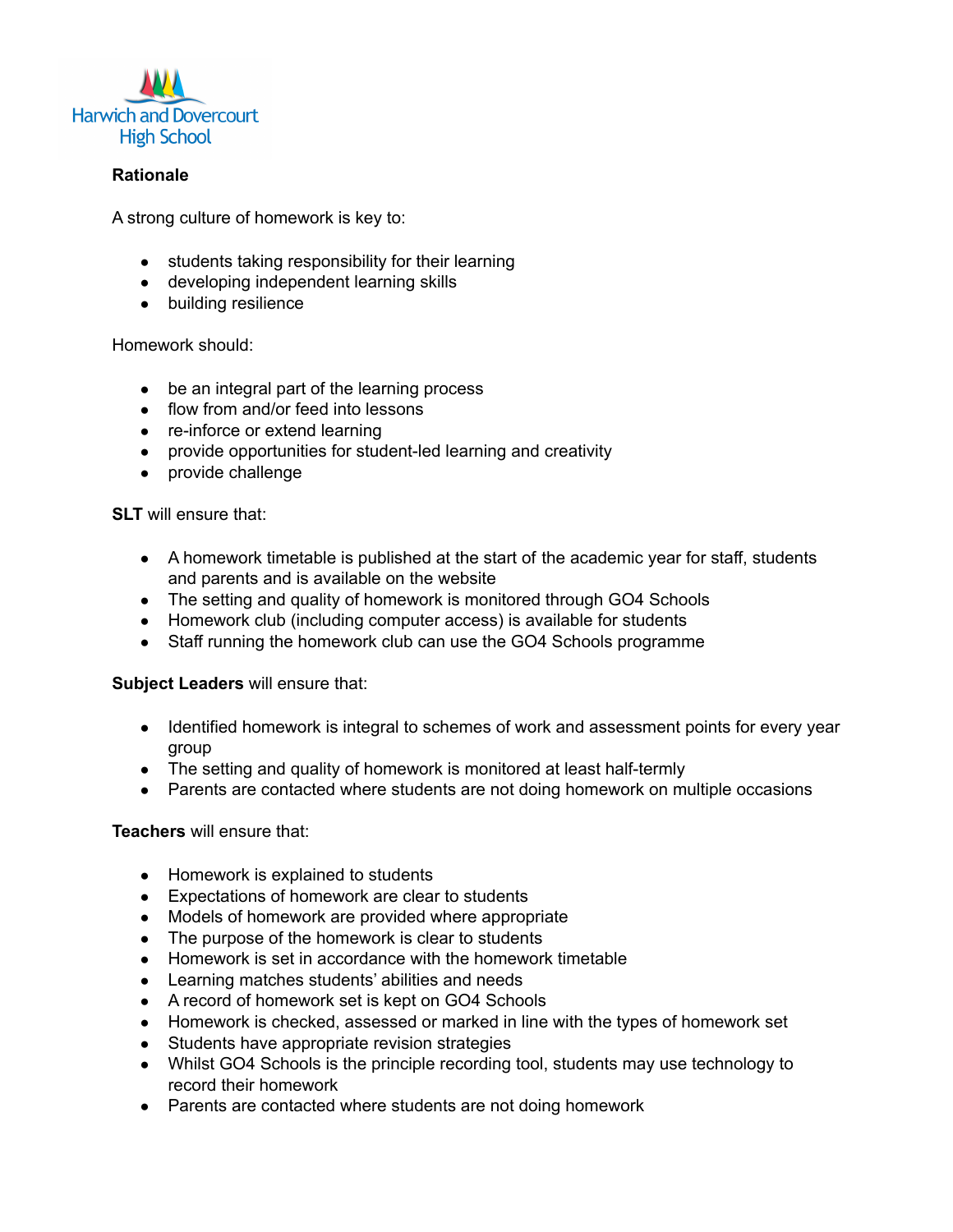**Rationale**

A strong culture of homework is key to:

- students taking responsibility for their learning
- developing independent learning skills
- building resilience

Homework should:

- be an integral part of the learning process
- flow from and/or feed into lessons
- re-inforce or extend learning
- provide opportunities for student-led learning and creativity
- provide challenge

**SLT** will ensure that:

- A homework timetable is published at the start of the academic year for staff, students and parents and is available on the website
- The setting and quality of homework is monitored through GO4 Schools
- Homework club (including computer access) is available for students
- Staff running the homework club can use the GO4 Schools programme

**Subject Leaders** will ensure that:

- Identified homework is integral to schemes of work and assessment points for every year group
- The setting and quality of homework is monitored at least half-termly
- Parents are contacted where students are not doing homework on multiple occasions

**Teachers** will ensure that:

- Homework is explained to students
- Expectations of homework are clear to students
- Models of homework are provided where appropriate
- The purpose of the homework is clear to students
- Homework is set in accordance with the homework timetable
- Learning matches students' abilities and needs
- A record of homework set is kept on GO4 Schools
- Homework is checked, assessed or marked in line with the types of homework set
- Students have appropriate revision strategies
- Whilst GO4 Schools is the principle recording tool, students may use technology to record their homework
- Parents are contacted where students are not doing homework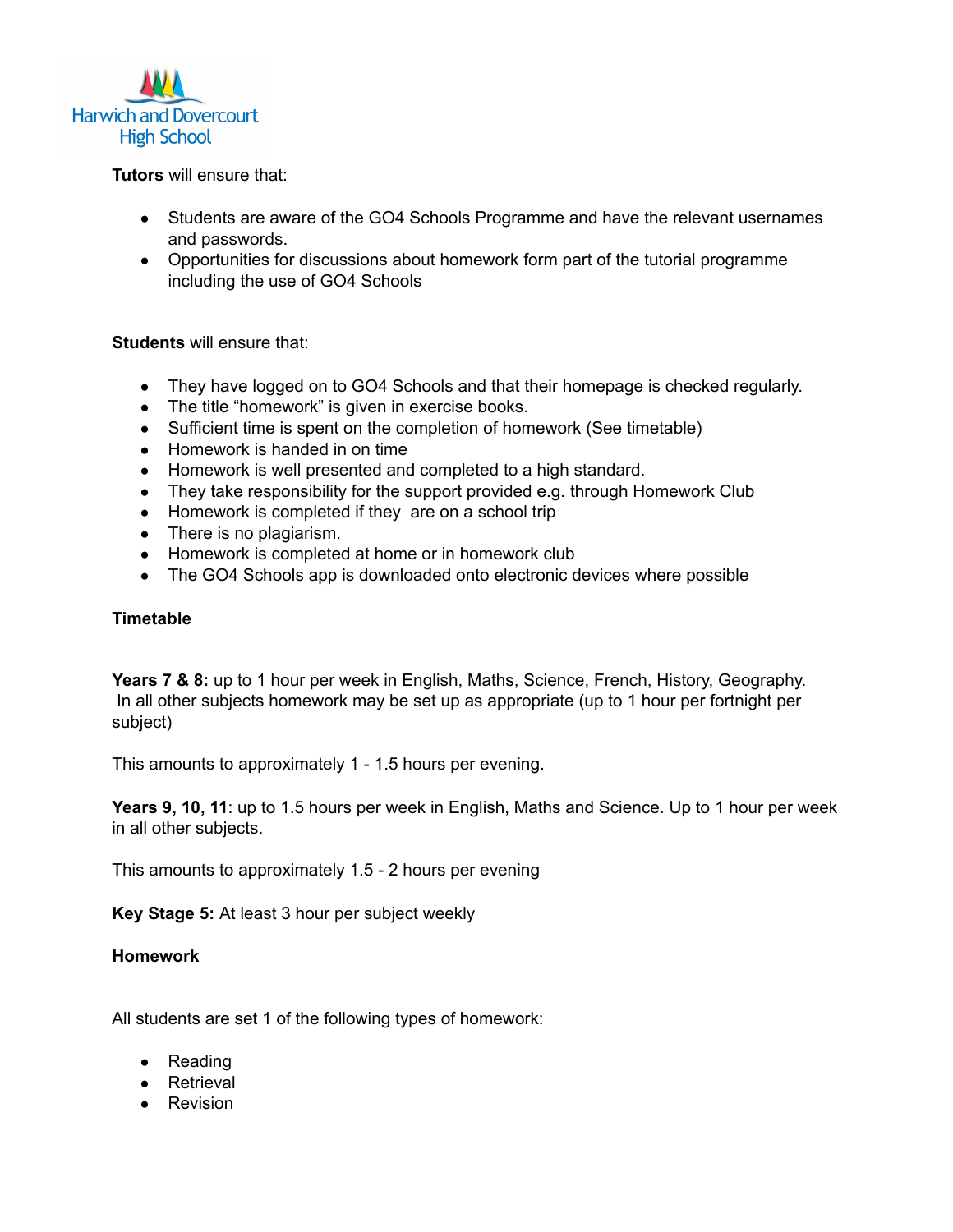**Tutors** will ensure that:

- Students are aware of the GO4 Schools Programme and have the relevant usernames and passwords.
- Opportunities for discussions about homework form part of the tutorial programme including the use of GO4 Schools

**Students** will ensure that:

- They have logged on to GO4 Schools and that their homepage is checked regularly.
- The title "homework" is given in exercise books.
- Sufficient time is spent on the completion of homework (See timetable)
- Homework is handed in on time
- Homework is well presented and completed to a high standard.
- They take responsibility for the support provided e.g. through Homework Club
- Homework is completed if they are on a school trip
- There is no plagiarism.
- Homework is completed at home or in homework club
- The GO4 Schools app is downloaded onto electronic devices where possible

**Timetable**

**Years 7 & 8:** up to 1 hour per week in English, Maths, Science, French, History, Geography. In all other subjects homework may be set up as appropriate (up to 1 hour per fortnight per subject)

This amounts to approximately 1 - 1.5 hours per evening.

**Years 9, 10, 11**: up to 1.5 hours per week in English, Maths and Science. Up to 1 hour per week in all other subjects.

This amounts to approximately 1.5 - 2 hours per evening

**Key Stage 5:** At least 3 hour per subject weekly

**Homework**

All students are set 1 of the following types of homework:

- Reading
- Retrieval
- Revision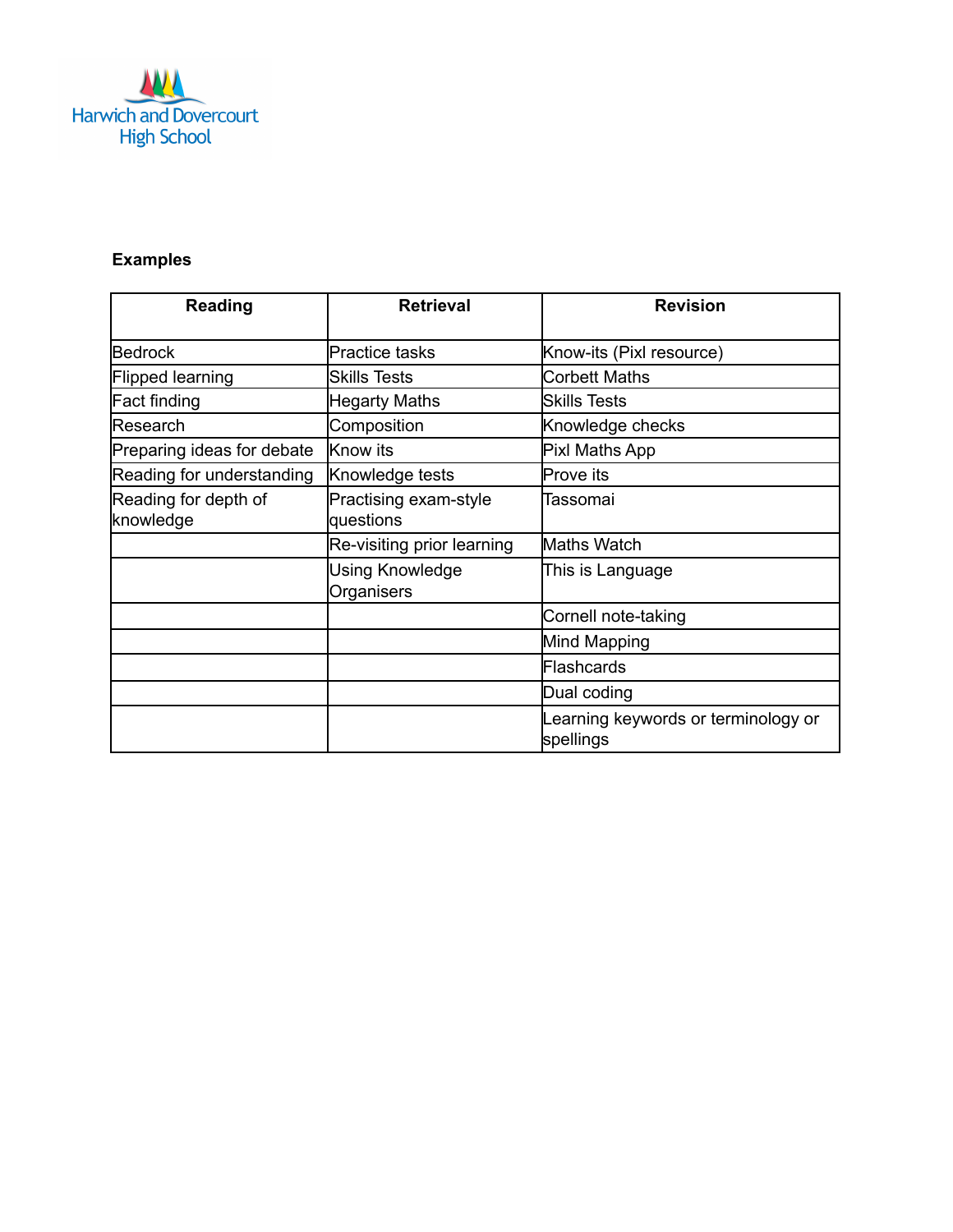**Examples**

| Reading | Retrieval | Revision |
|---|---|---|
| Bedrock | Practice tasks | Know-its (Pixl resource) |
| Flipped learning | Skills Tests | Corbett Maths |
| Fact finding | Hegarty Maths | Skills Tests |
| Research | Composition | Knowledge checks |
| Preparing ideas for debate | Know its | Pixl Maths App |
| Reading for understanding | Knowledge tests | Prove its |
| Reading for depth of knowledge | Practising exam-style questions | Tassomai |
| | Re-visiting prior learning | Maths Watch |
| | Using Knowledge Organisers | This is Language |
| | | Cornell note-taking |
| | | Mind Mapping |
| | | Flashcards |
| | | Dual coding |
| | | Learning keywords or terminology or spellings |